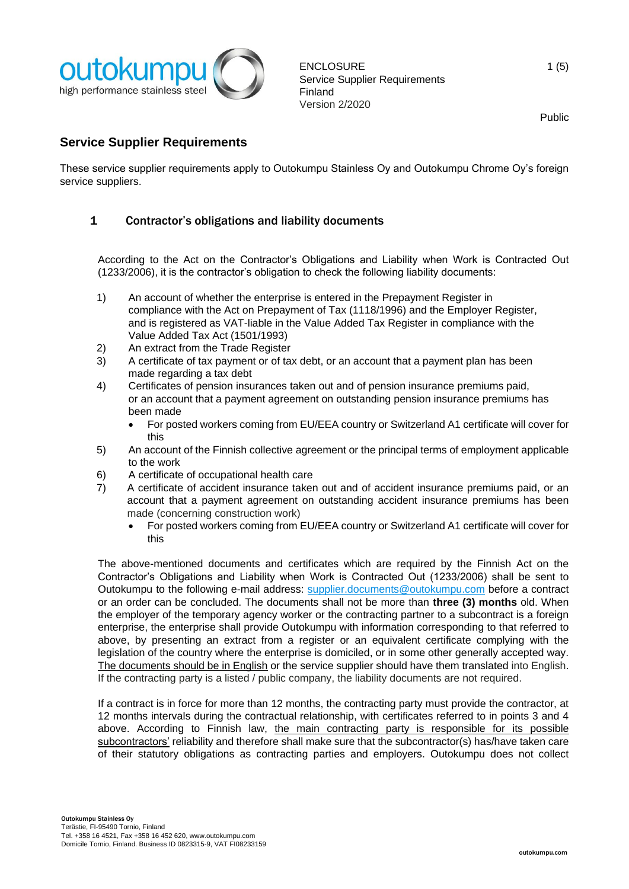## Service Supplier Requirements

These service supplier requirements apply to Outokumpu Stainless Oy and Outokumpu Chrome Oy's foreign service suppliers.

### 1 Contractor's obligations and liability documents

According to the Act on the Contractor's Obligations and Liability when Work is Contracted Out (1233/2006), it is the contractor's obligation to check the following liability documents:

1) An account of whether the enterprise is entered in the Prepayment Register in compliance with the Act on Prepayment of Tax (1118/1996) and the Employer Register, and is registered as VAT-liable in the Value Added Tax Register in compliance with the Value Added Tax Act (1501/1993)
2) An extract from the Trade Register
3) A certificate of tax payment or of tax debt, or an account that a payment plan has been made regarding a tax debt
4) Certificates of pension insurances taken out and of pension insurance premiums paid, or an account that a payment agreement on outstanding pension insurance premiums has been made
   - For posted workers coming from EU/EEA country or Switzerland A1 certificate will cover for this
5) An account of the Finnish collective agreement or the principal terms of employment applicable to the work
6) A certificate of occupational health care
7) A certificate of accident insurance taken out and of accident insurance premiums paid, or an account that a payment agreement on outstanding accident insurance premiums has been made (concerning construction work)
   - For posted workers coming from EU/EEA country or Switzerland A1 certificate will cover for this

The above-mentioned documents and certificates which are required by the Finnish Act on the Contractor's Obligations and Liability when Work is Contracted Out (1233/2006) shall be sent to Outokumpu to the following e-mail address: supplier.documents@outokumpu.com before a contract or an order can be concluded. The documents shall not be more than **three (3) months** old. When the employer of the temporary agency worker or the contracting partner to a subcontract is a foreign enterprise, the enterprise shall provide Outokumpu with information corresponding to that referred to above, by presenting an extract from a register or an equivalent certificate complying with the legislation of the country where the enterprise is domiciled, or in some other generally accepted way. The documents should be in English or the service supplier should have them translated into English. If the contracting party is a listed / public company, the liability documents are not required.

If a contract is in force for more than 12 months, the contracting party must provide the contractor, at 12 months intervals during the contractual relationship, with certificates referred to in points 3 and 4 above. According to Finnish law, the main contracting party is responsible for its possible subcontractors' reliability and therefore shall make sure that the subcontractor(s) has/have taken care of their statutory obligations as contracting parties and employers. Outokumpu does not collect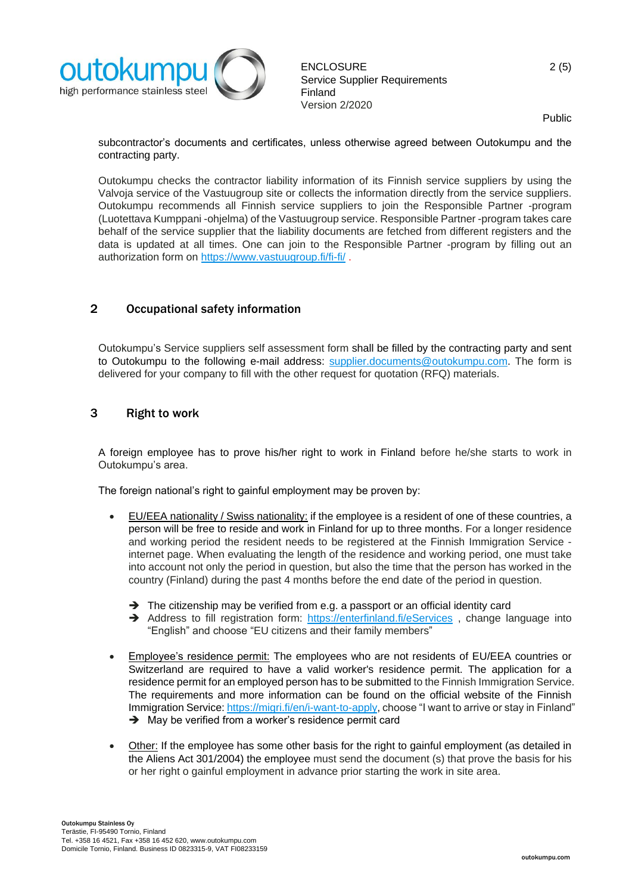subcontractor's documents and certificates, unless otherwise agreed between Outokumpu and the contracting party.

Outokumpu checks the contractor liability information of its Finnish service suppliers by using the Valvoja service of the Vastuugroup site or collects the information directly from the service suppliers. Outokumpu recommends all Finnish service suppliers to join the Responsible Partner -program (Luotettava Kumppani -ohjelma) of the Vastuugroup service. Responsible Partner -program takes care behalf of the service supplier that the liability documents are fetched from different registers and the data is updated at all times. One can join to the Responsible Partner -program by filling out an authorization form on https://www.vastuugroup.fi/fi-fi/ .

## 2 Occupational safety information

Outokumpu's Service suppliers self assessment form shall be filled by the contracting party and sent to Outokumpu to the following e-mail address: supplier.documents@outokumpu.com. The form is delivered for your company to fill with the other request for quotation (RFQ) materials.

## 3 Right to work

A foreign employee has to prove his/her right to work in Finland before he/she starts to work in Outokumpu's area.

The foreign national's right to gainful employment may be proven by:

- EU/EEA nationality / Swiss nationality: if the employee is a resident of one of these countries, a person will be free to reside and work in Finland for up to three months. For a longer residence and working period the resident needs to be registered at the Finnish Immigration Service - internet page. When evaluating the length of the residence and working period, one must take into account not only the period in question, but also the time that the person has worked in the country (Finland) during the past 4 months before the end date of the period in question.
  - ➔ The citizenship may be verified from e.g. a passport or an official identity card
  - ➔ Address to fill registration form: https://enterfinland.fi/eServices , change language into "English" and choose "EU citizens and their family members"
- Employee's residence permit: The employees who are not residents of EU/EEA countries or Switzerland are required to have a valid worker's residence permit. The application for a residence permit for an employed person has to be submitted to the Finnish Immigration Service. The requirements and more information can be found on the official website of the Finnish Immigration Service: https://migri.fi/en/i-want-to-apply, choose "I want to arrive or stay in Finland"
  - ➔ May be verified from a worker's residence permit card
- Other: If the employee has some other basis for the right to gainful employment (as detailed in the Aliens Act 301/2004) the employee must send the document (s) that prove the basis for his or her right o gainful employment in advance prior starting the work in site area.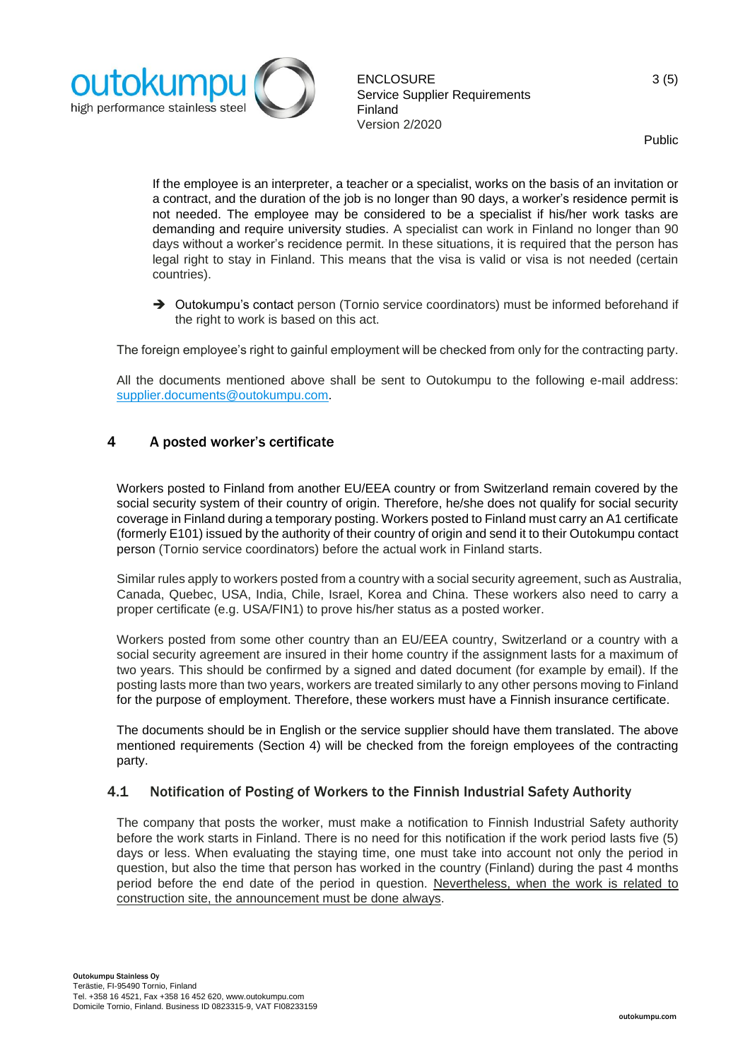If the employee is an interpreter, a teacher or a specialist, works on the basis of an invitation or a contract, and the duration of the job is no longer than 90 days, a worker's residence permit is not needed. The employee may be considered to be a specialist if his/her work tasks are demanding and require university studies. A specialist can work in Finland no longer than 90 days without a worker's recidence permit. In these situations, it is required that the person has legal right to stay in Finland. This means that the visa is valid or visa is not needed (certain countries).

- ➔ Outokumpu's contact person (Tornio service coordinators) must be informed beforehand if the right to work is based on this act.

The foreign employee's right to gainful employment will be checked from only for the contracting party.

All the documents mentioned above shall be sent to Outokumpu to the following e-mail address: supplier.documents@outokumpu.com.

## 4 A posted worker's certificate

Workers posted to Finland from another EU/EEA country or from Switzerland remain covered by the social security system of their country of origin. Therefore, he/she does not qualify for social security coverage in Finland during a temporary posting. Workers posted to Finland must carry an A1 certificate (formerly E101) issued by the authority of their country of origin and send it to their Outokumpu contact person (Tornio service coordinators) before the actual work in Finland starts.

Similar rules apply to workers posted from a country with a social security agreement, such as Australia, Canada, Quebec, USA, India, Chile, Israel, Korea and China. These workers also need to carry a proper certificate (e.g. USA/FIN1) to prove his/her status as a posted worker.

Workers posted from some other country than an EU/EEA country, Switzerland or a country with a social security agreement are insured in their home country if the assignment lasts for a maximum of two years. This should be confirmed by a signed and dated document (for example by email). If the posting lasts more than two years, workers are treated similarly to any other persons moving to Finland for the purpose of employment. Therefore, these workers must have a Finnish insurance certificate.

The documents should be in English or the service supplier should have them translated. The above mentioned requirements (Section 4) will be checked from the foreign employees of the contracting party.

### 4.1 Notification of Posting of Workers to the Finnish Industrial Safety Authority

The company that posts the worker, must make a notification to Finnish Industrial Safety authority before the work starts in Finland. There is no need for this notification if the work period lasts five (5) days or less. When evaluating the staying time, one must take into account not only the period in question, but also the time that person has worked in the country (Finland) during the past 4 months period before the end date of the period in question. Nevertheless, when the work is related to construction site, the announcement must be done always.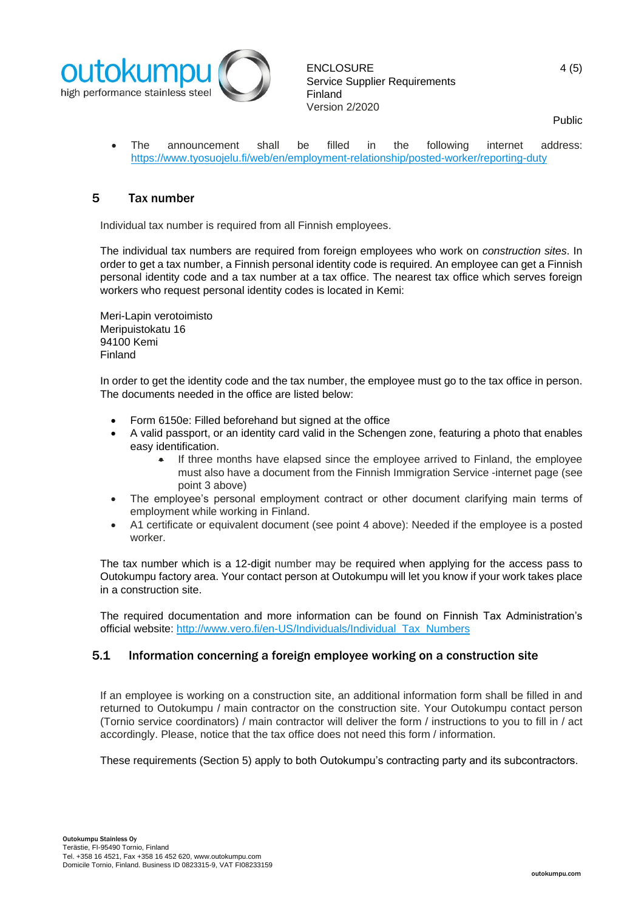- The announcement shall be filled in the following internet address: https://www.tyosuojelu.fi/web/en/employment-relationship/posted-worker/reporting-duty

## 5 Tax number

Individual tax number is required from all Finnish employees.

The individual tax numbers are required from foreign employees who work on *construction sites*. In order to get a tax number, a Finnish personal identity code is required. An employee can get a Finnish personal identity code and a tax number at a tax office. The nearest tax office which serves foreign workers who request personal identity codes is located in Kemi:

Meri-Lapin verotoimisto
Meripuistokatu 16
94100 Kemi
Finland

In order to get the identity code and the tax number, the employee must go to the tax office in person. The documents needed in the office are listed below:

- Form 6150e: Filled beforehand but signed at the office
- A valid passport, or an identity card valid in the Schengen zone, featuring a photo that enables easy identification.
    - If three months have elapsed since the employee arrived to Finland, the employee must also have a document from the Finnish Immigration Service -internet page (see point 3 above)
- The employee's personal employment contract or other document clarifying main terms of employment while working in Finland.
- A1 certificate or equivalent document (see point 4 above): Needed if the employee is a posted worker.

The tax number which is a 12-digit number may be required when applying for the access pass to Outokumpu factory area. Your contact person at Outokumpu will let you know if your work takes place in a construction site.

The required documentation and more information can be found on Finnish Tax Administration's official website: http://www.vero.fi/en-US/Individuals/Individual_Tax_Numbers

### 5.1 Information concerning a foreign employee working on a construction site

If an employee is working on a construction site, an additional information form shall be filled in and returned to Outokumpu / main contractor on the construction site. Your Outokumpu contact person (Tornio service coordinators) / main contractor will deliver the form / instructions to you to fill in / act accordingly. Please, notice that the tax office does not need this form / information.

These requirements (Section 5) apply to both Outokumpu's contracting party and its subcontractors.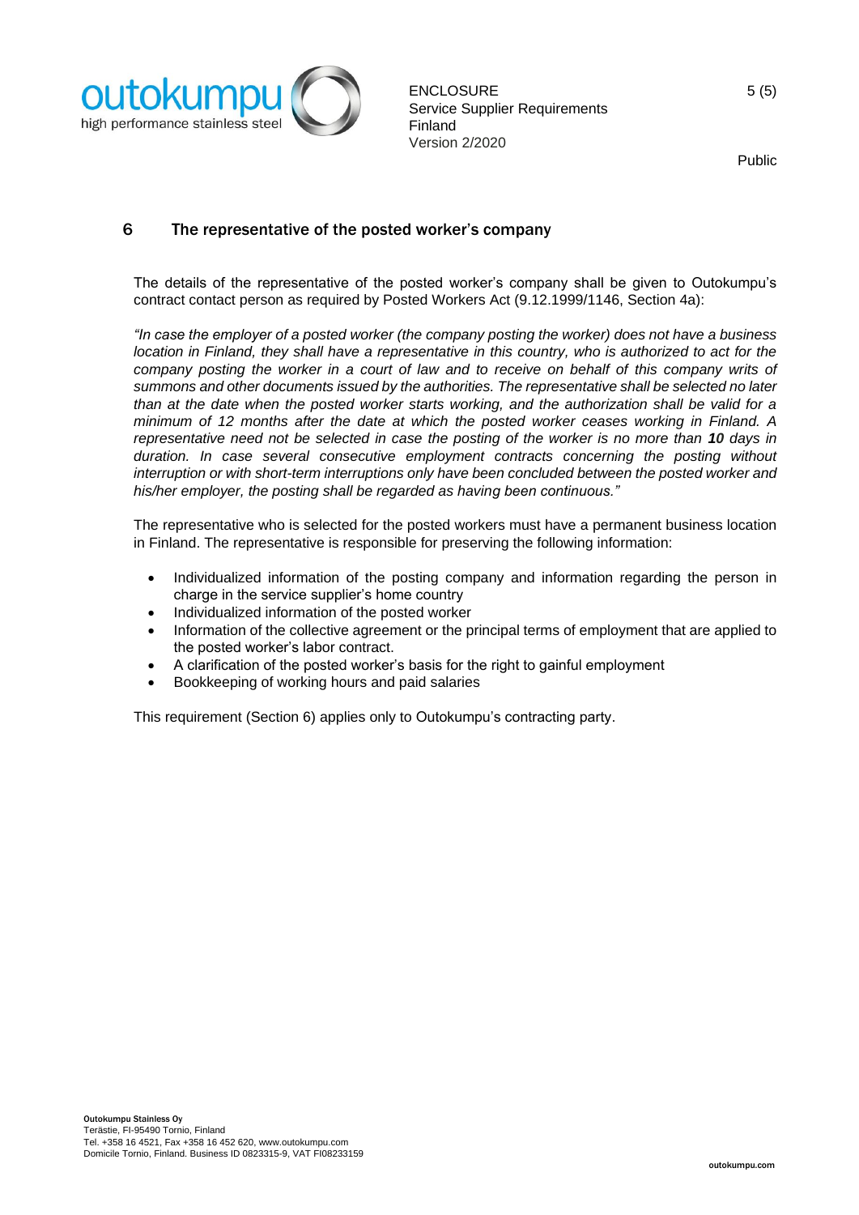## 6 The representative of the posted worker's company

The details of the representative of the posted worker's company shall be given to Outokumpu's contract contact person as required by Posted Workers Act (9.12.1999/1146, Section 4a):

*"In case the employer of a posted worker (the company posting the worker) does not have a business location in Finland, they shall have a representative in this country, who is authorized to act for the company posting the worker in a court of law and to receive on behalf of this company writs of summons and other documents issued by the authorities. The representative shall be selected no later than at the date when the posted worker starts working, and the authorization shall be valid for a minimum of 12 months after the date at which the posted worker ceases working in Finland. A representative need not be selected in case the posting of the worker is no more than **10** days in duration. In case several consecutive employment contracts concerning the posting without interruption or with short-term interruptions only have been concluded between the posted worker and his/her employer, the posting shall be regarded as having been continuous."*

The representative who is selected for the posted workers must have a permanent business location in Finland. The representative is responsible for preserving the following information:

- Individualized information of the posting company and information regarding the person in charge in the service supplier's home country
- Individualized information of the posted worker
- Information of the collective agreement or the principal terms of employment that are applied to the posted worker's labor contract.
- A clarification of the posted worker's basis for the right to gainful employment
- Bookkeeping of working hours and paid salaries

This requirement (Section 6) applies only to Outokumpu's contracting party.